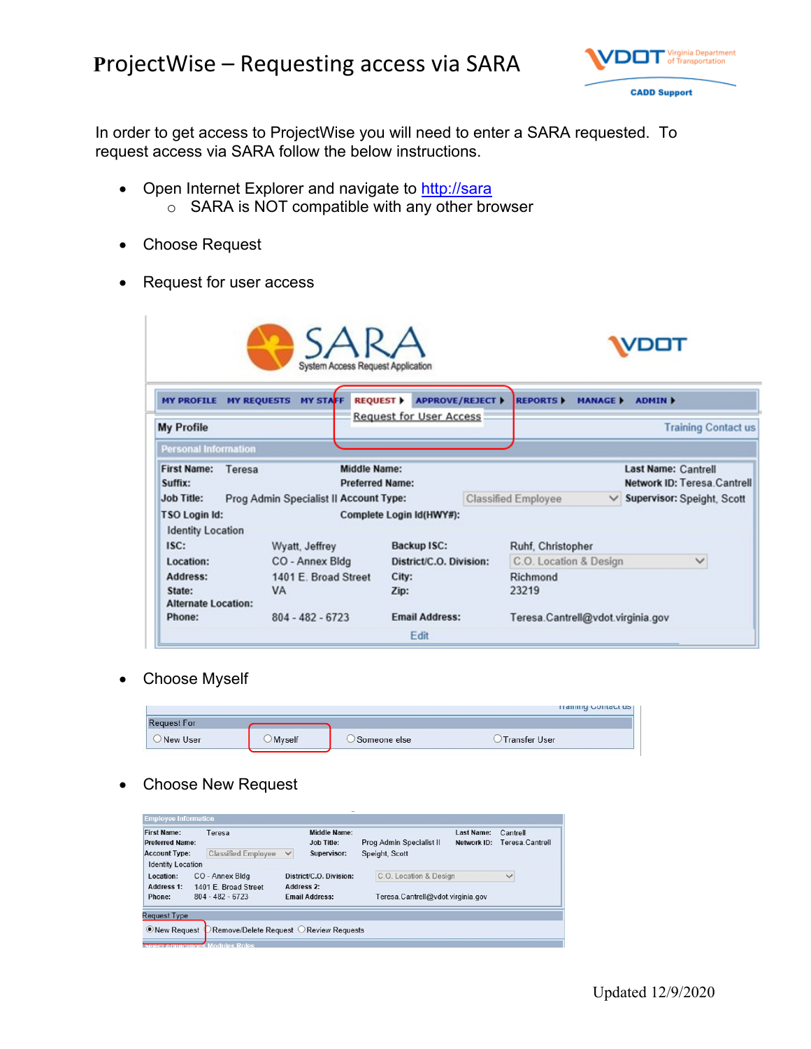# ProjectWise – Requesting access via SARA

In order to get access to ProjectWise you will need to enter a SARA requested. To request access via SARA follow the below instructions.

- Open Internet Explorer and navigate to http://sara
  - SARA is NOT compatible with any other browser
- Choose Request
- Request for user access
- Choose Myself
- Choose New Request

Updated 12/9/2020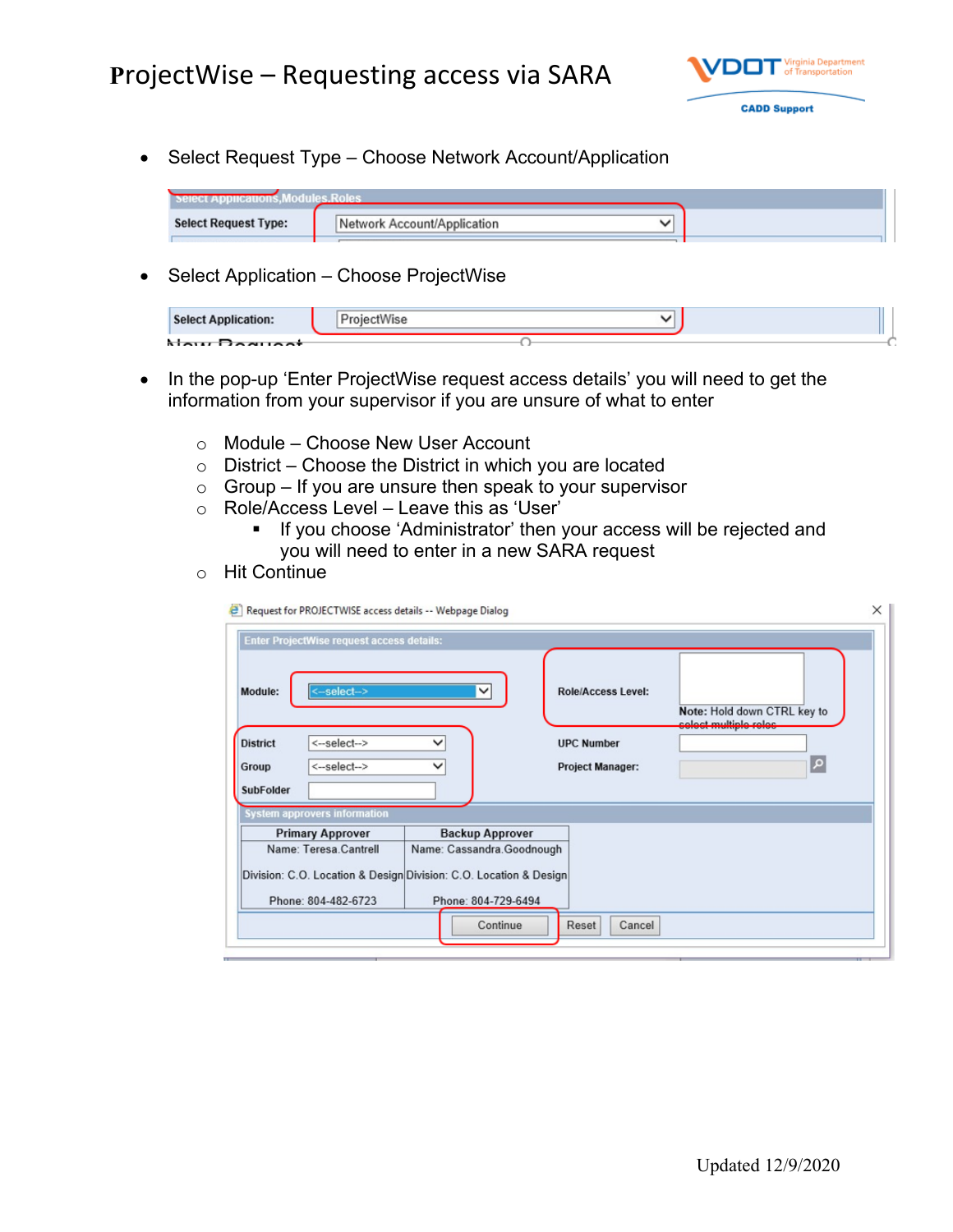# ProjectWise – Requesting access via SARA

- Select Request Type – Choose Network Account/Application

- Select Application – Choose ProjectWise

- In the pop-up 'Enter ProjectWise request access details' you will need to get the information from your supervisor if you are unsure of what to enter
  - Module – Choose New User Account
  - District – Choose the District in which you are located
  - Group – If you are unsure then speak to your supervisor
  - Role/Access Level – Leave this as 'User'
    - If you choose 'Administrator' then your access will be rejected and you will need to enter in a new SARA request
  - Hit Continue

Updated 12/9/2020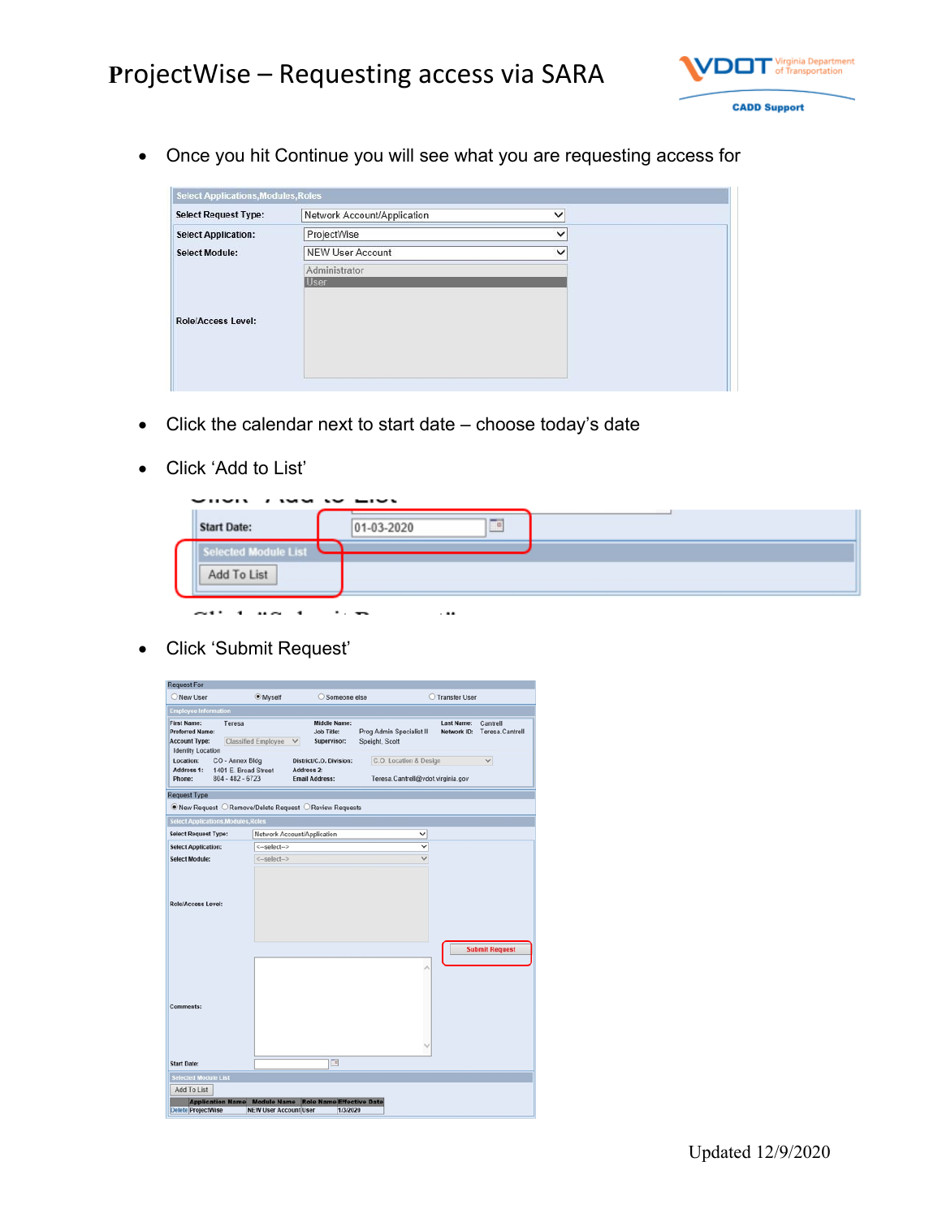- Once you hit Continue you will see what you are requesting access for

- Click the calendar next to start date – choose today's date
- Click 'Add to List'

- Click 'Submit Request'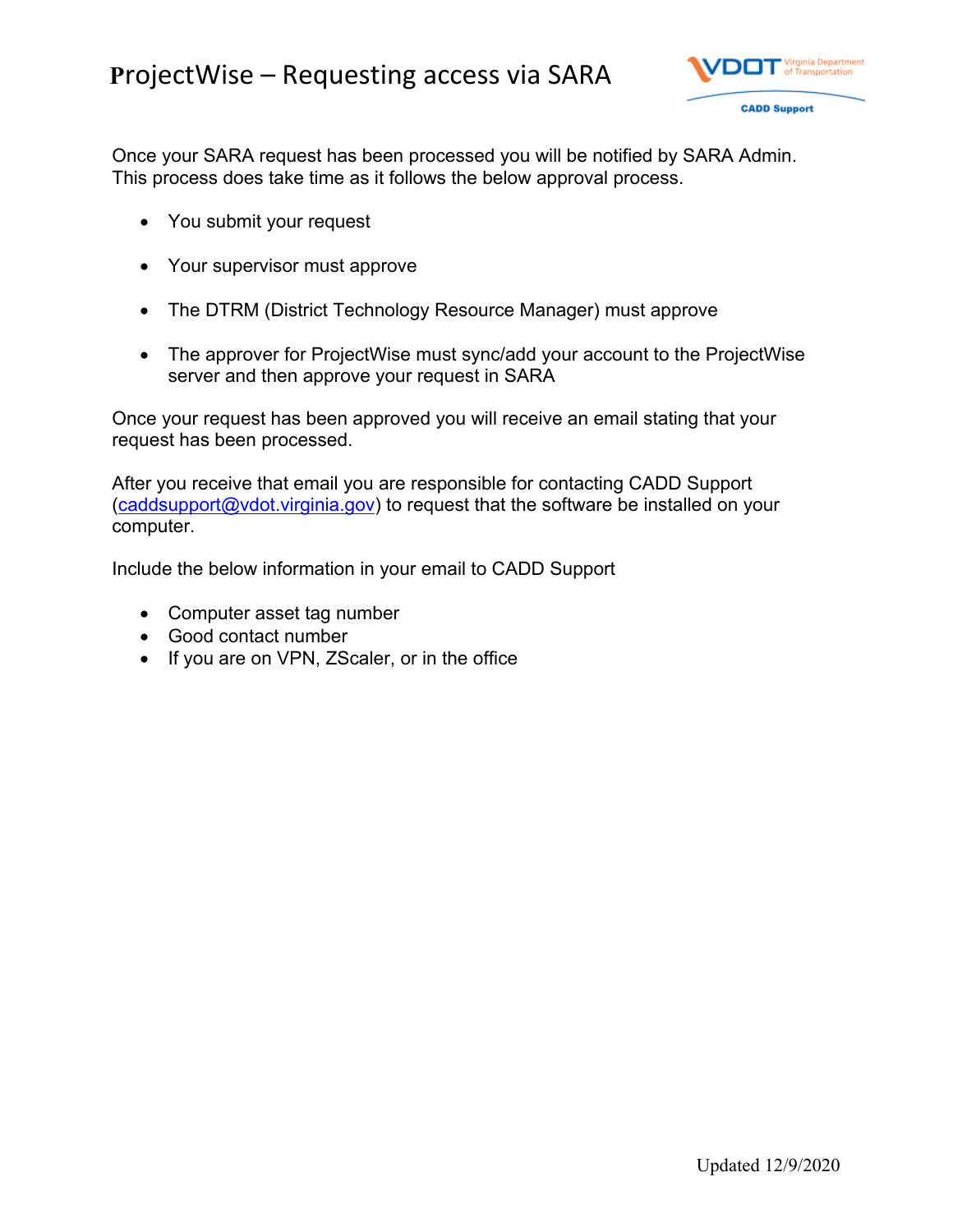# ProjectWise – Requesting access via SARA

Once your SARA request has been processed you will be notified by SARA Admin. This process does take time as it follows the below approval process.

- You submit your request
- Your supervisor must approve
- The DTRM (District Technology Resource Manager) must approve
- The approver for ProjectWise must sync/add your account to the ProjectWise server and then approve your request in SARA

Once your request has been approved you will receive an email stating that your request has been processed.

After you receive that email you are responsible for contacting CADD Support (caddsupport@vdot.virginia.gov) to request that the software be installed on your computer.

Include the below information in your email to CADD Support

- Computer asset tag number
- Good contact number
- If you are on VPN, ZScaler, or in the office

Updated 12/9/2020